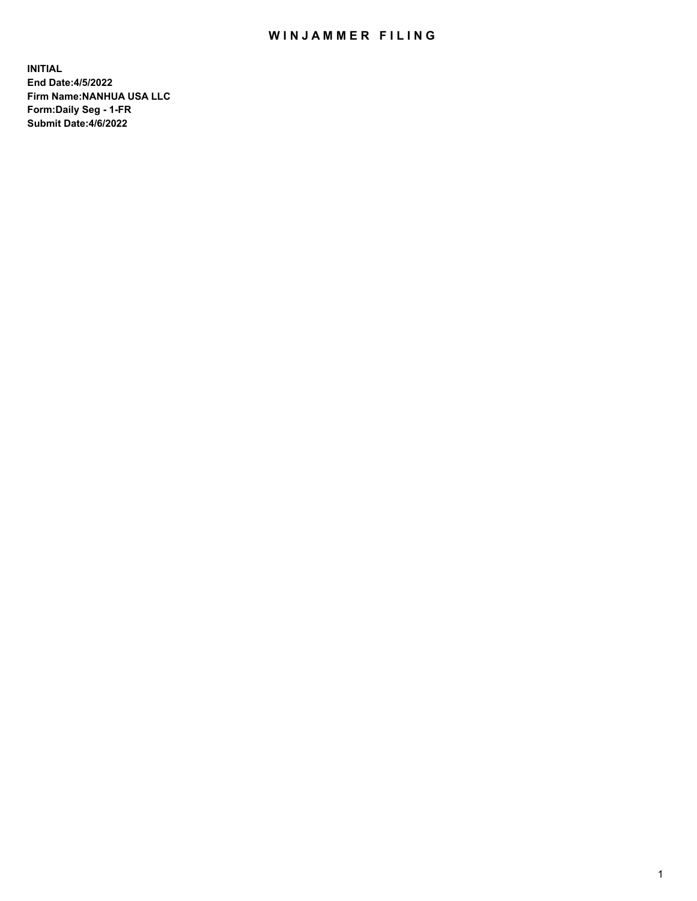# WINJAMMER FILING

**INITIAL**
**End Date:4/5/2022**
**Firm Name:NANHUA USA LLC**
**Form:Daily Seg - 1-FR**
**Submit Date:4/6/2022**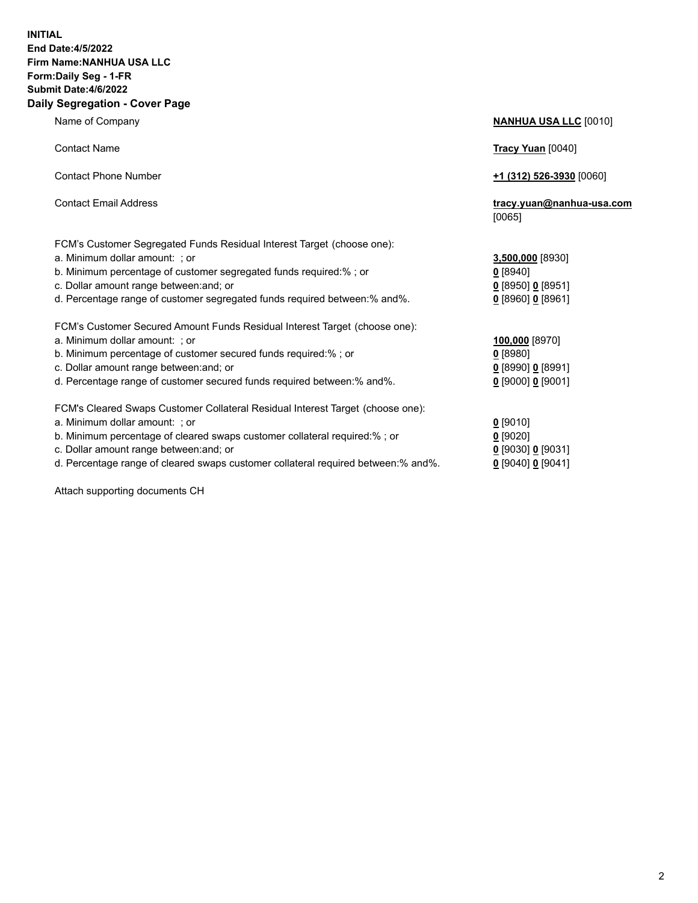**INITIAL**
**End Date:4/5/2022**
**Firm Name:NANHUA USA LLC**
**Form:Daily Seg - 1-FR**
**Submit Date:4/6/2022**

## Daily Segregation - Cover Page

| | |
|---|---|
| Name of Company | **NANHUA USA LLC** [0010] |
| Contact Name | **Tracy Yuan** [0040] |
| Contact Phone Number | **+1 (312) 526-3930** [0060] |
| Contact Email Address | **tracy.yuan@nanhua-usa.com** [0065] |

FCM's Customer Segregated Funds Residual Interest Target (choose one):

| | |
|---|---|
| a. Minimum dollar amount: ; or | **3,500,000** [8930] |
| b. Minimum percentage of customer segregated funds required:% ; or | **0** [8940] |
| c. Dollar amount range between:and; or | **0** [8950] **0** [8951] |
| d. Percentage range of customer segregated funds required between:% and%. | **0** [8960] **0** [8961] |

FCM's Customer Secured Amount Funds Residual Interest Target (choose one):

| | |
|---|---|
| a. Minimum dollar amount: ; or | **100,000** [8970] |
| b. Minimum percentage of customer secured funds required:% ; or | **0** [8980] |
| c. Dollar amount range between:and; or | **0** [8990] **0** [8991] |
| d. Percentage range of customer secured funds required between:% and%. | **0** [9000] **0** [9001] |

FCM's Cleared Swaps Customer Collateral Residual Interest Target (choose one):

| | |
|---|---|
| a. Minimum dollar amount: ; or | **0** [9010] |
| b. Minimum percentage of cleared swaps customer collateral required:% ; or | **0** [9020] |
| c. Dollar amount range between:and; or | **0** [9030] **0** [9031] |
| d. Percentage range of cleared swaps customer collateral required between:% and%. | **0** [9040] **0** [9041] |

Attach supporting documents CH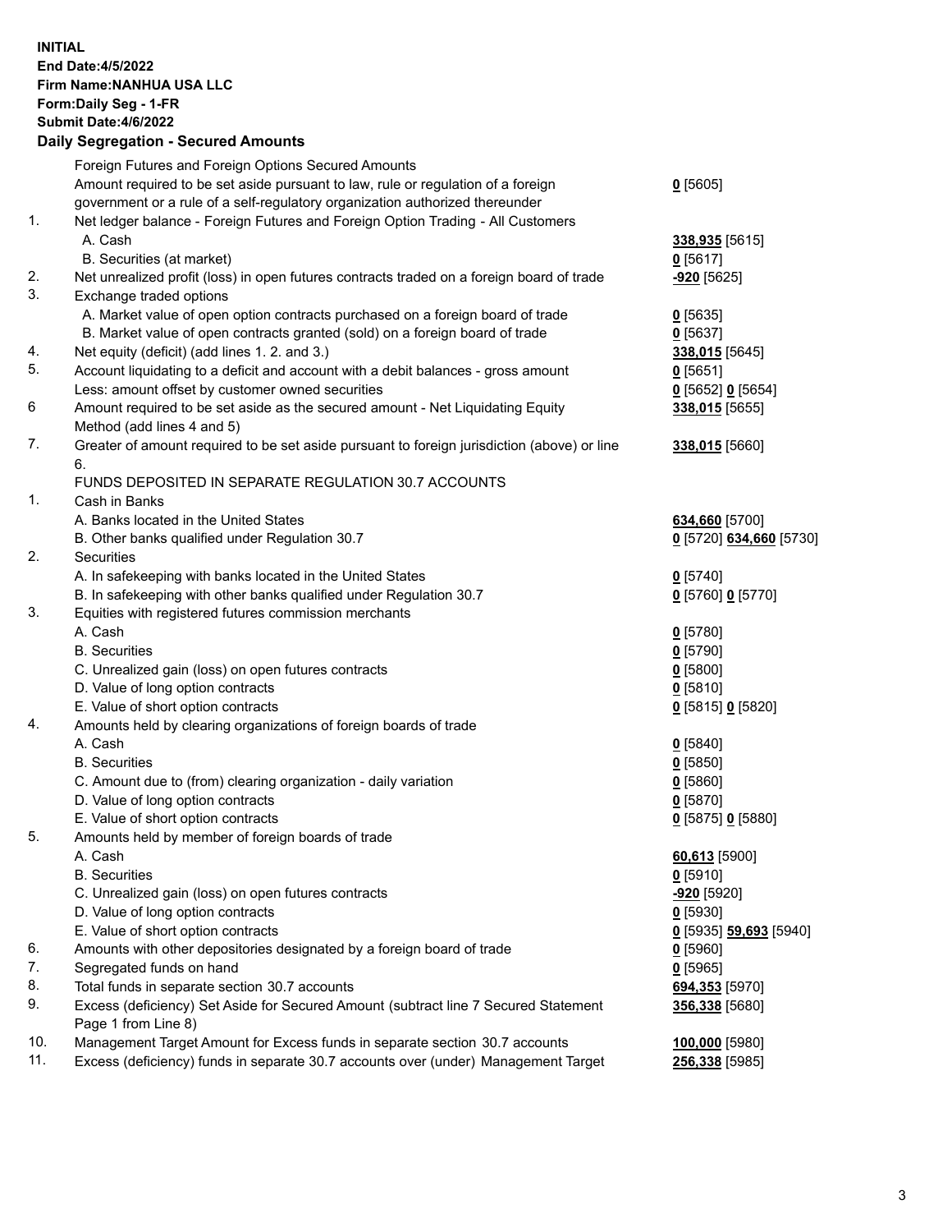**INITIAL**
**End Date:4/5/2022**
**Firm Name:NANHUA USA LLC**
**Form:Daily Seg - 1-FR**
**Submit Date:4/6/2022**

## Daily Segregation - Secured Amounts

| | | |
|---|---|---|
| | Foreign Futures and Foreign Options Secured Amounts | |
| | Amount required to be set aside pursuant to law, rule or regulation of a foreign government or a rule of a self-regulatory organization authorized thereunder | **0** [5605] |
| 1. | Net ledger balance - Foreign Futures and Foreign Option Trading - All Customers | |
| | A. Cash | **338,935** [5615] |
| | B. Securities (at market) | **0** [5617] |
| 2. | Net unrealized profit (loss) in open futures contracts traded on a foreign board of trade | **-920** [5625] |
| 3. | Exchange traded options | |
| | A. Market value of open option contracts purchased on a foreign board of trade | **0** [5635] |
| | B. Market value of open contracts granted (sold) on a foreign board of trade | **0** [5637] |
| 4. | Net equity (deficit) (add lines 1. 2. and 3.) | **338,015** [5645] |
| 5. | Account liquidating to a deficit and account with a debit balances - gross amount | **0** [5651] |
| | Less: amount offset by customer owned securities | **0** [5652] **0** [5654] |
| 6 | Amount required to be set aside as the secured amount - Net Liquidating Equity Method (add lines 4 and 5) | **338,015** [5655] |
| 7. | Greater of amount required to be set aside pursuant to foreign jurisdiction (above) or line 6. | **338,015** [5660] |
| | FUNDS DEPOSITED IN SEPARATE REGULATION 30.7 ACCOUNTS | |
| 1. | Cash in Banks | |
| | A. Banks located in the United States | **634,660** [5700] |
| | B. Other banks qualified under Regulation 30.7 | **0** [5720] **634,660** [5730] |
| 2. | Securities | |
| | A. In safekeeping with banks located in the United States | **0** [5740] |
| | B. In safekeeping with other banks qualified under Regulation 30.7 | **0** [5760] **0** [5770] |
| 3. | Equities with registered futures commission merchants | |
| | A. Cash | **0** [5780] |
| | B. Securities | **0** [5790] |
| | C. Unrealized gain (loss) on open futures contracts | **0** [5800] |
| | D. Value of long option contracts | **0** [5810] |
| | E. Value of short option contracts | **0** [5815] **0** [5820] |
| 4. | Amounts held by clearing organizations of foreign boards of trade | |
| | A. Cash | **0** [5840] |
| | B. Securities | **0** [5850] |
| | C. Amount due to (from) clearing organization - daily variation | **0** [5860] |
| | D. Value of long option contracts | **0** [5870] |
| | E. Value of short option contracts | **0** [5875] **0** [5880] |
| 5. | Amounts held by member of foreign boards of trade | |
| | A. Cash | **60,613** [5900] |
| | B. Securities | **0** [5910] |
| | C. Unrealized gain (loss) on open futures contracts | **-920** [5920] |
| | D. Value of long option contracts | **0** [5930] |
| | E. Value of short option contracts | **0** [5935] **59,693** [5940] |
| 6. | Amounts with other depositories designated by a foreign board of trade | **0** [5960] |
| 7. | Segregated funds on hand | **0** [5965] |
| 8. | Total funds in separate section 30.7 accounts | **694,353** [5970] |
| 9. | Excess (deficiency) Set Aside for Secured Amount (subtract line 7 Secured Statement Page 1 from Line 8) | **356,338** [5680] |
| 10. | Management Target Amount for Excess funds in separate section 30.7 accounts | **100,000** [5980] |
| 11. | Excess (deficiency) funds in separate 30.7 accounts over (under) Management Target | **256,338** [5985] |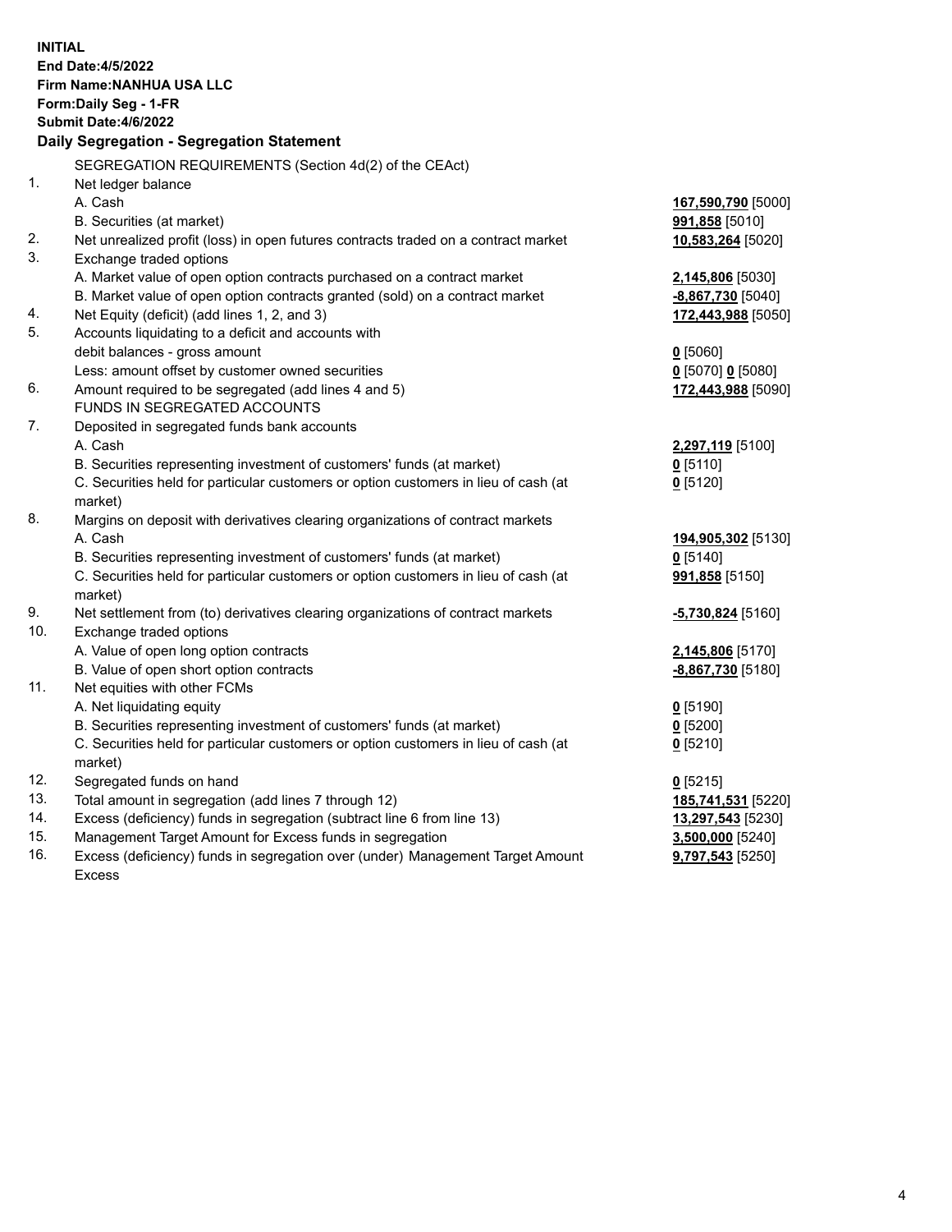**INITIAL**
**End Date:4/5/2022**
**Firm Name:NANHUA USA LLC**
**Form:Daily Seg - 1-FR**
**Submit Date:4/6/2022**

## Daily Segregation - Segregation Statement

| | | |
|---|---|---|
| | SEGREGATION REQUIREMENTS (Section 4d(2) of the CEAct) | |
| 1. | Net ledger balance | |
| | A. Cash | **167,590,790** [5000] |
| | B. Securities (at market) | **991,858** [5010] |
| 2. | Net unrealized profit (loss) in open futures contracts traded on a contract market | **10,583,264** [5020] |
| 3. | Exchange traded options | |
| | A. Market value of open option contracts purchased on a contract market | **2,145,806** [5030] |
| | B. Market value of open option contracts granted (sold) on a contract market | **-8,867,730** [5040] |
| 4. | Net Equity (deficit) (add lines 1, 2, and 3) | **172,443,988** [5050] |
| 5. | Accounts liquidating to a deficit and accounts with debit balances - gross amount | **0** [5060] |
| | Less: amount offset by customer owned securities | **0** [5070] **0** [5080] |
| 6. | Amount required to be segregated (add lines 4 and 5) | **172,443,988** [5090] |
| | FUNDS IN SEGREGATED ACCOUNTS | |
| 7. | Deposited in segregated funds bank accounts | |
| | A. Cash | **2,297,119** [5100] |
| | B. Securities representing investment of customers' funds (at market) | **0** [5110] |
| | C. Securities held for particular customers or option customers in lieu of cash (at market) | **0** [5120] |
| 8. | Margins on deposit with derivatives clearing organizations of contract markets | |
| | A. Cash | **194,905,302** [5130] |
| | B. Securities representing investment of customers' funds (at market) | **0** [5140] |
| | C. Securities held for particular customers or option customers in lieu of cash (at market) | **991,858** [5150] |
| 9. | Net settlement from (to) derivatives clearing organizations of contract markets | **-5,730,824** [5160] |
| 10. | Exchange traded options | |
| | A. Value of open long option contracts | **2,145,806** [5170] |
| | B. Value of open short option contracts | **-8,867,730** [5180] |
| 11. | Net equities with other FCMs | |
| | A. Net liquidating equity | **0** [5190] |
| | B. Securities representing investment of customers' funds (at market) | **0** [5200] |
| | C. Securities held for particular customers or option customers in lieu of cash (at market) | **0** [5210] |
| 12. | Segregated funds on hand | **0** [5215] |
| 13. | Total amount in segregation (add lines 7 through 12) | **185,741,531** [5220] |
| 14. | Excess (deficiency) funds in segregation (subtract line 6 from line 13) | **13,297,543** [5230] |
| 15. | Management Target Amount for Excess funds in segregation | **3,500,000** [5240] |
| 16. | Excess (deficiency) funds in segregation over (under) Management Target Amount Excess | **9,797,543** [5250] |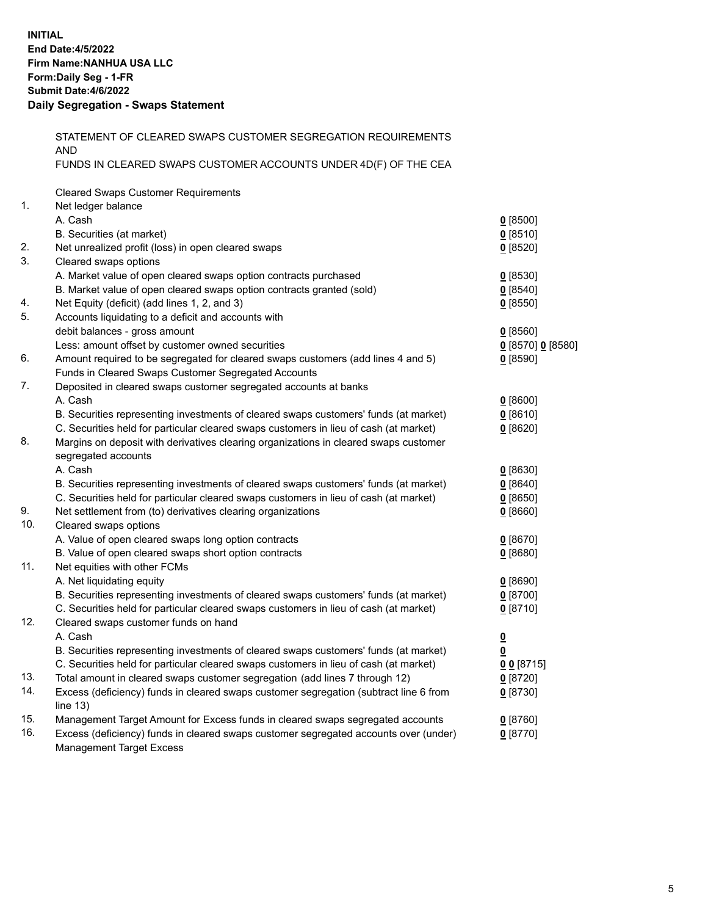**INITIAL**
**End Date:4/5/2022**
**Firm Name:NANHUA USA LLC**
**Form:Daily Seg - 1-FR**
**Submit Date:4/6/2022**
**Daily Segregation - Swaps Statement**

STATEMENT OF CLEARED SWAPS CUSTOMER SEGREGATION REQUIREMENTS AND FUNDS IN CLEARED SWAPS CUSTOMER ACCOUNTS UNDER 4D(F) OF THE CEA

| | | |
|---|---|---|
| | Cleared Swaps Customer Requirements | |
| 1. | Net ledger balance | |
| | A. Cash | 0 [8500] |
| | B. Securities (at market) | 0 [8510] |
| 2. | Net unrealized profit (loss) in open cleared swaps | 0 [8520] |
| 3. | Cleared swaps options | |
| | A. Market value of open cleared swaps option contracts purchased | 0 [8530] |
| | B. Market value of open cleared swaps option contracts granted (sold) | 0 [8540] |
| 4. | Net Equity (deficit) (add lines 1, 2, and 3) | 0 [8550] |
| 5. | Accounts liquidating to a deficit and accounts with debit balances - gross amount | 0 [8560] |
| | Less: amount offset by customer owned securities | 0 [8570] 0 [8580] |
| 6. | Amount required to be segregated for cleared swaps customers (add lines 4 and 5) | 0 [8590] |
| | Funds in Cleared Swaps Customer Segregated Accounts | |
| 7. | Deposited in cleared swaps customer segregated accounts at banks | |
| | A. Cash | 0 [8600] |
| | B. Securities representing investments of cleared swaps customers' funds (at market) | 0 [8610] |
| | C. Securities held for particular cleared swaps customers in lieu of cash (at market) | 0 [8620] |
| 8. | Margins on deposit with derivatives clearing organizations in cleared swaps customer segregated accounts | |
| | A. Cash | 0 [8630] |
| | B. Securities representing investments of cleared swaps customers' funds (at market) | 0 [8640] |
| | C. Securities held for particular cleared swaps customers in lieu of cash (at market) | 0 [8650] |
| 9. | Net settlement from (to) derivatives clearing organizations | 0 [8660] |
| 10. | Cleared swaps options | |
| | A. Value of open cleared swaps long option contracts | 0 [8670] |
| | B. Value of open cleared swaps short option contracts | 0 [8680] |
| 11. | Net equities with other FCMs | |
| | A. Net liquidating equity | 0 [8690] |
| | B. Securities representing investments of cleared swaps customers' funds (at market) | 0 [8700] |
| | C. Securities held for particular cleared swaps customers in lieu of cash (at market) | 0 [8710] |
| 12. | Cleared swaps customer funds on hand | |
| | A. Cash | 0 |
| | B. Securities representing investments of cleared swaps customers' funds (at market) | 0 |
| | C. Securities held for particular cleared swaps customers in lieu of cash (at market) | 0 0 [8715] |
| 13. | Total amount in cleared swaps customer segregation (add lines 7 through 12) | 0 [8720] |
| 14. | Excess (deficiency) funds in cleared swaps customer segregation (subtract line 6 from line 13) | 0 [8730] |
| 15. | Management Target Amount for Excess funds in cleared swaps segregated accounts | 0 [8760] |
| 16. | Excess (deficiency) funds in cleared swaps customer segregated accounts over (under) Management Target Excess | 0 [8770] |